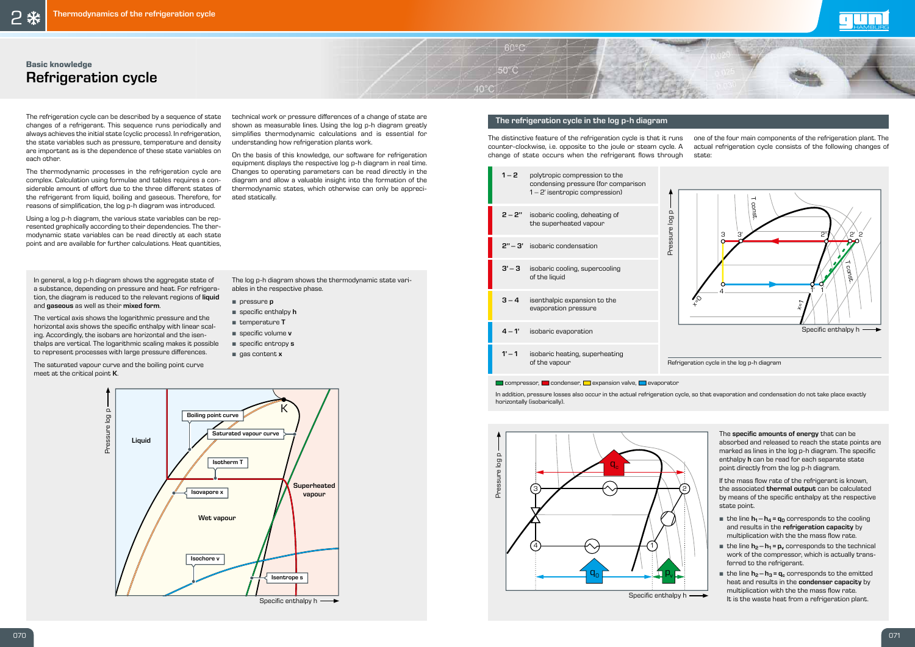Basic knowledge

# Refrigeration cycle

The refrigeration cycle can be described by a sequence of state changes of a refrigerant. This sequence runs periodically and always achieves the initial state (cyclic process). In refrigeration, the state variables such as pressure, temperature and density are important as is the dependence of these state variables on each other.

The thermodynamic processes in the refrigeration cycle are complex. Calculation using formulae and tables requires a considerable amount of effort due to the three different states of the refrigerant from liquid, boiling and gaseous. Therefore, for reasons of simplification, the log p-h diagram was introduced.

Using a log p-h diagram, the various state variables can be represented graphically according to their dependencies. The thermodynamic state variables can be read directly at each state point and are available for further calculations. Heat quantities, technical work or pressure differences of a change of state are shown as measurable lines. Using the log p-h diagram greatly simplifies thermodynamic calculations and is essential for understanding how refrigeration plants work.

On the basis of this knowledge, our software for refrigeration equipment displays the respective log p-h diagram in real time. Changes to operating parameters can be read directly in the diagram and allow a valuable insight into the formation of the thermodynamic states, which otherwise can only be appreciated statically.

In general, a log p-h diagram shows the aggregate state of a substance, depending on pressure and heat. For refrigeration, the diagram is reduced to the relevant regions of **liquid** and **gaseous** as well as their **mixed form**.

The vertical axis shows the logarithmic pressure and the horizontal axis shows the specific enthalpy with linear scaling. Accordingly, the isobars are horizontal and the isenthalps are vertical. The logarithmic scaling makes it possible to represent processes with large pressure differences.

The saturated vapour curve and the boiling point curve meet at the critical point **K**.

The log p-h diagram shows the thermodynamic state variables in the respective phase.

- pressure **p**
- specific enthalpy **h**
- temperature **T**
- specific volume **v**
- specific entropy **s**
- gas content **x**

## The refrigeration cycle in the log p-h diagram

The distinctive feature of the refrigeration cycle is that it runs counter-clockwise, i.e. opposite to the joule or steam cycle. A change of state occurs when the refrigerant flows through one of the four main components of the refrigeration plant. The actual refrigeration cycle consists of the following changes of state:

| Step | Change of state |
|---|---|
| 1 – 2 | polytropic compression to the condensing pressure (for comparison 1 – 2' isentropic compression) |
| 2 – 2'' | isobaric cooling, deheating of the superheated vapour |
| 2'' – 3' | isobaric condensation |
| 3' – 3 | isobaric cooling, supercooling of the liquid |
| 3 – 4 | isenthalpic expansion to the evaporation pressure |
| 4 – 1' | isobaric evaporation |
| 1' – 1 | isobaric heating, superheating of the vapour |

Refrigeration cycle in the log p-h diagram

compressor, condenser, expansion valve, evaporator

In addition, pressure losses also occur in the actual refrigeration cycle, so that evaporation and condensation do not take place exactly horizontally (isobarically).

The **specific amounts of energy** that can be absorbed and released to reach the state points are marked as lines in the log p-h diagram. The specific enthalpy **h** can be read for each separate state point directly from the log p-h diagram.

If the mass flow rate of the refrigerant is known, the associated **thermal output** can be calculated by means of the specific enthalpy at the respective state point.

- the line $h_1 - h_4 = q_0$ corresponds to the cooling and results in the **refrigeration capacity** by multiplication with the mass flow rate.
- the line $h_2 - h_1 = p_v$ corresponds to the technical work of the compressor, which is actually transferred to the refrigerant.
- the line $h_2 - h_3 = q_c$ corresponds to the emitted heat and results in the **condenser capacity** by multiplication with the the mass flow rate. It is the waste heat from a refrigeration plant.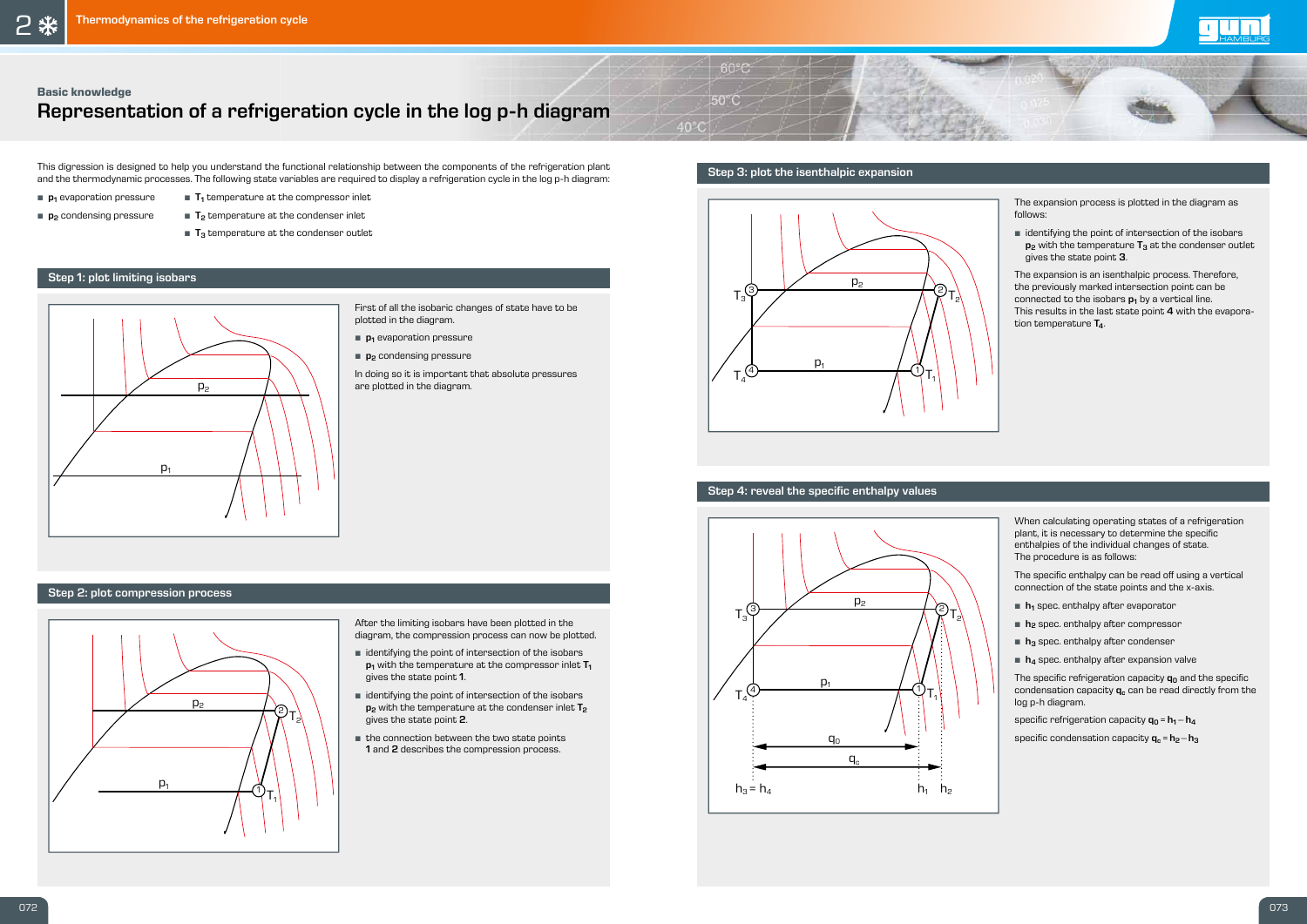## Basic knowledge

# Representation of a refrigeration cycle in the log p-h diagram

This digression is designed to help you understand the functional relationship between the components of the refrigeration plant and the thermodynamic processes. The following state variables are required to display a refrigeration cycle in the log p-h diagram:

- $p_1$ evaporation pressure
- $p_2$ condensing pressure
- $T_1$ temperature at the compressor inlet
- $T_2$ temperature at the condenser inlet
- $T_3$ temperature at the condenser outlet

### Step 1: plot limiting isobars

$p_2$

$p_1$

First of all the isobaric changes of state have to be plotted in the diagram.

- $p_1$ evaporation pressure
- $p_2$ condensing pressure

In doing so it is important that absolute pressures are plotted in the diagram.

### Step 2: plot compression process

$p_2$

$p_1$

$T_2$

$T_1$

After the limiting isobars have been plotted in the diagram, the compression process can now be plotted.

- identifying the point of intersection of the isobars $p_1$ with the temperature at the compressor inlet $T_1$ gives the state point **1**.
- identifying the point of intersection of the isobars $p_2$ with the temperature at the condenser inlet $T_2$ gives the state point **2**.
- the connection between the two state points **1** and **2** describes the compression process.

### Step 3: plot the isenthalpic expansion

$T_3$

$p_2$

$T_2$

$T_4$

$p_1$

$T_1$

The expansion process is plotted in the diagram as follows:

- identifying the point of intersection of the isobars $p_2$ with the temperature $T_3$ at the condenser outlet gives the state point **3**.

The expansion is an isenthalpic process. Therefore, the previously marked intersection point can be connected to the isobars $p_1$ by a vertical line. This results in the last state point **4** with the evaporation temperature $T_4$.

### Step 4: reveal the specific enthalpy values

$T_3$

$p_2$

$T_2$

$T_4$

$p_1$

$T_1$

$q_0$

$q_c$

$h_3 = h_4$

$h_1$

$h_2$

When calculating operating states of a refrigeration plant, it is necessary to determine the specific enthalpies of the individual changes of state. The procedure is as follows:

The specific enthalpy can be read off using a vertical connection of the state points and the x-axis.

- $h_1$ spec. enthalpy after evaporator
- $h_2$ spec. enthalpy after compressor
- $h_3$ spec. enthalpy after condenser
- $h_4$ spec. enthalpy after expansion valve

The specific refrigeration capacity $q_0$ and the specific condensation capacity $q_c$ can be read directly from the log p-h diagram.

specific refrigeration capacity $q_0 = h_1 - h_4$

specific condensation capacity $q_c = h_2 - h_3$